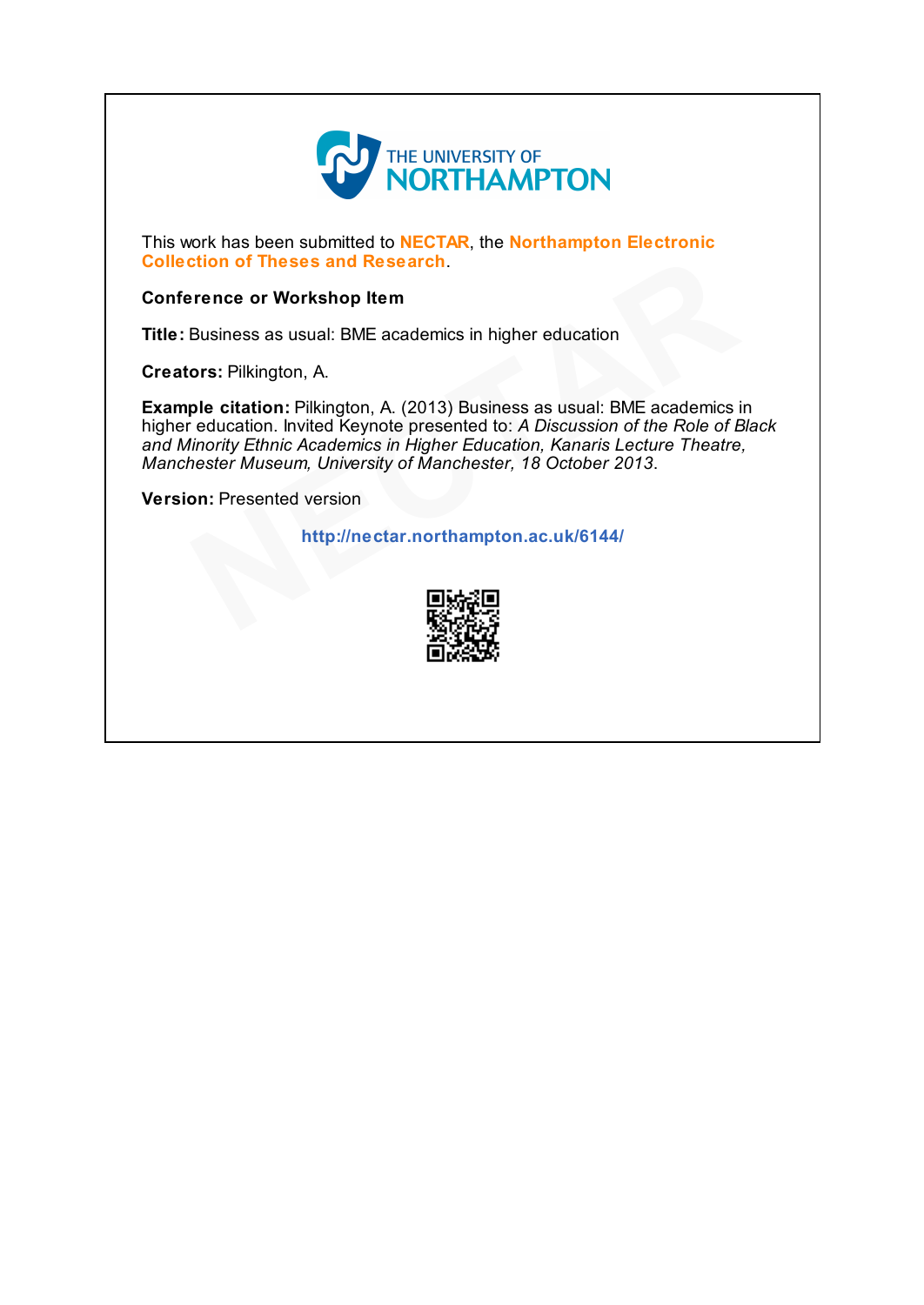THE UNIVERSITY OF NORTHAMPTON

This work has been submitted to **NECTAR**, the **Northampton Electronic Collection of Theses and Research**.

**Conference or Workshop Item**

**Title:** Business as usual: BME academics in higher education

**Creators:** Pilkington, A.

**Example citation:** Pilkington, A. (2013) Business as usual: BME academics in higher education. Invited Keynote presented to: *A Discussion of the Role of Black and Minority Ethnic Academics in Higher Education, Kanaris Lecture Theatre, Manchester Museum, University of Manchester, 18 October 2013*.

**Version:** Presented version

**http://nectar.northampton.ac.uk/6144/**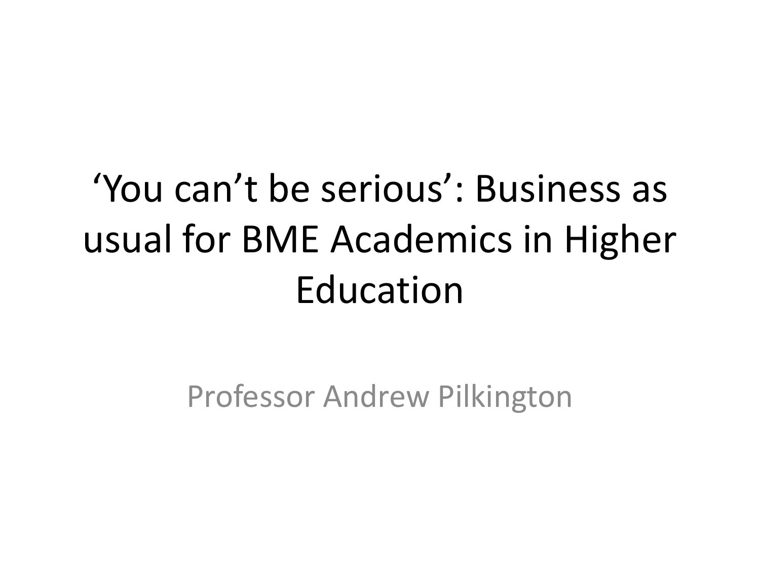# ‘You can’t be serious’: Business as usual for BME Academics in Higher Education

Professor Andrew Pilkington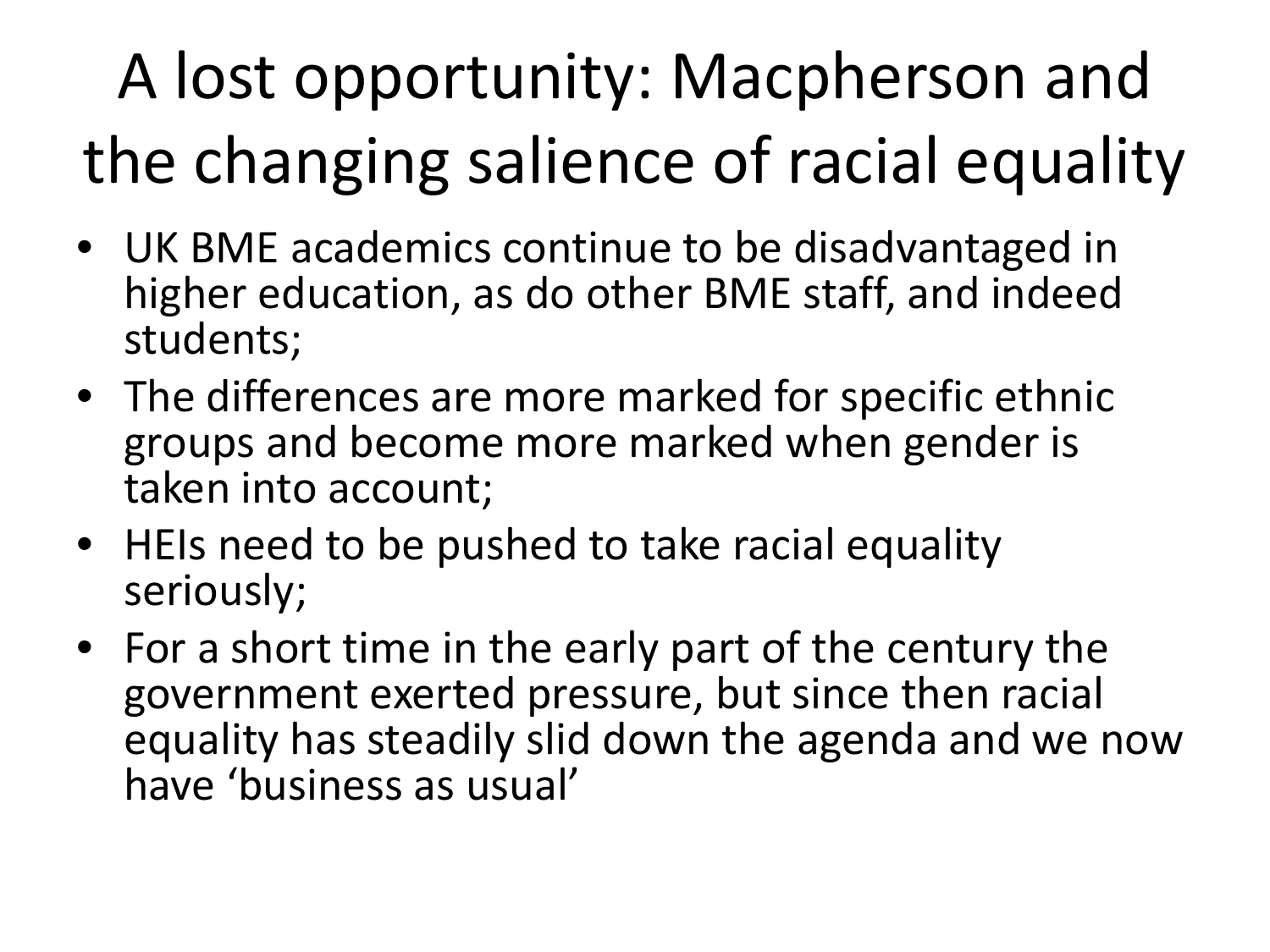# A lost opportunity: Macpherson and the changing salience of racial equality

- UK BME academics continue to be disadvantaged in higher education, as do other BME staff, and indeed students;
- The differences are more marked for specific ethnic groups and become more marked when gender is taken into account;
- HEIs need to be pushed to take racial equality seriously;
- For a short time in the early part of the century the government exerted pressure, but since then racial equality has steadily slid down the agenda and we now have 'business as usual'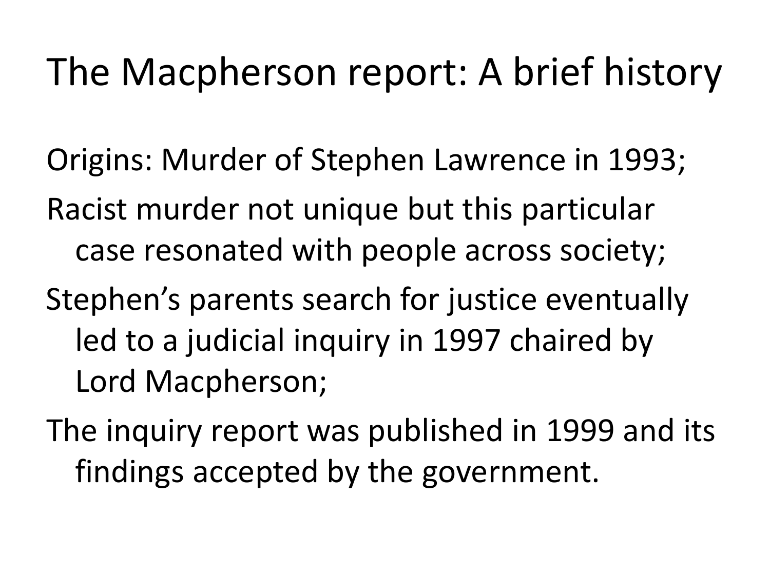# The Macpherson report: A brief history

Origins: Murder of Stephen Lawrence in 1993;

Racist murder not unique but this particular case resonated with people across society;

Stephen's parents search for justice eventually led to a judicial inquiry in 1997 chaired by Lord Macpherson;

The inquiry report was published in 1999 and its findings accepted by the government.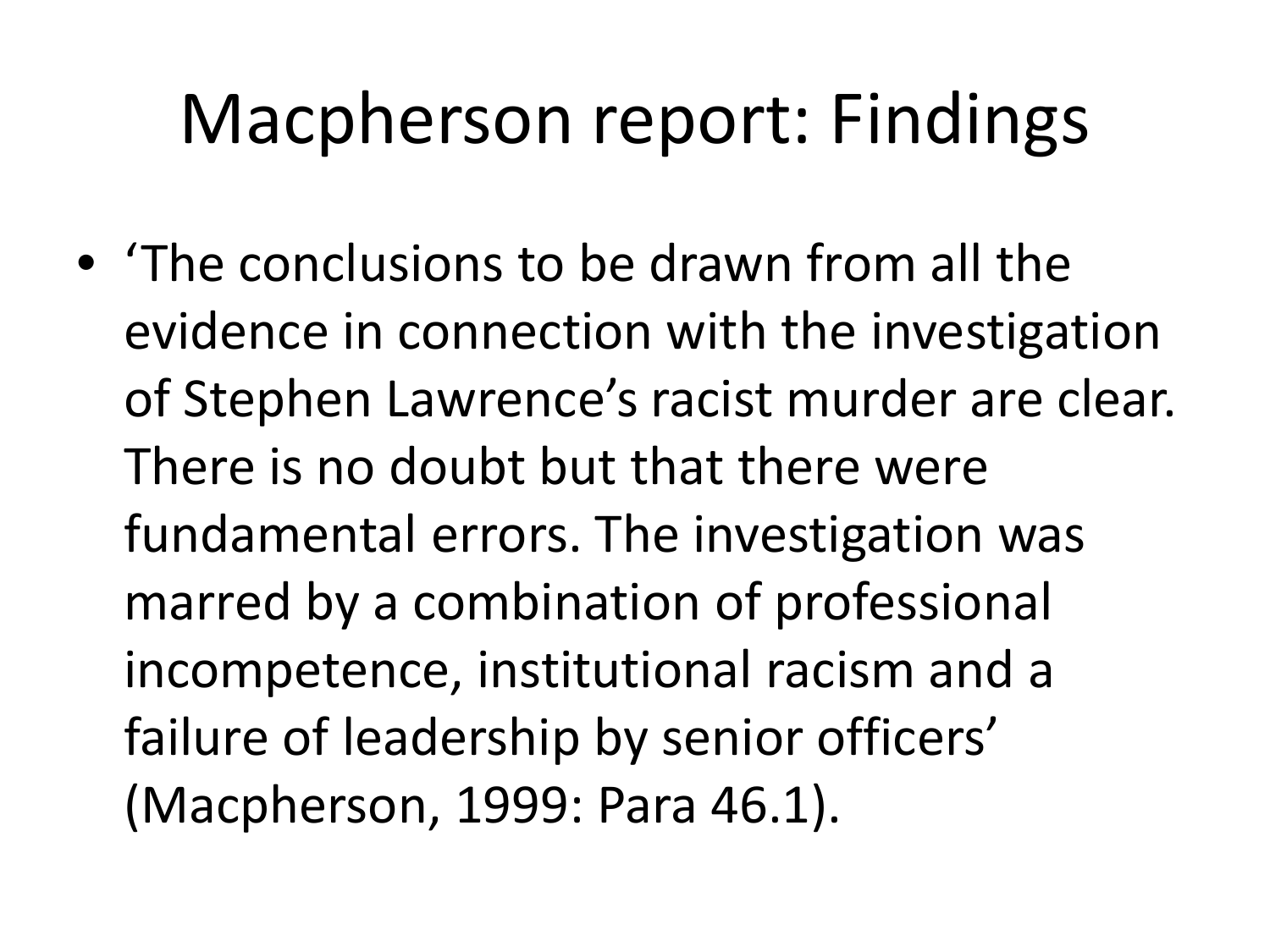# Macpherson report: Findings

- ‘The conclusions to be drawn from all the evidence in connection with the investigation of Stephen Lawrence’s racist murder are clear. There is no doubt but that there were fundamental errors. The investigation was marred by a combination of professional incompetence, institutional racism and a failure of leadership by senior officers’ (Macpherson, 1999: Para 46.1).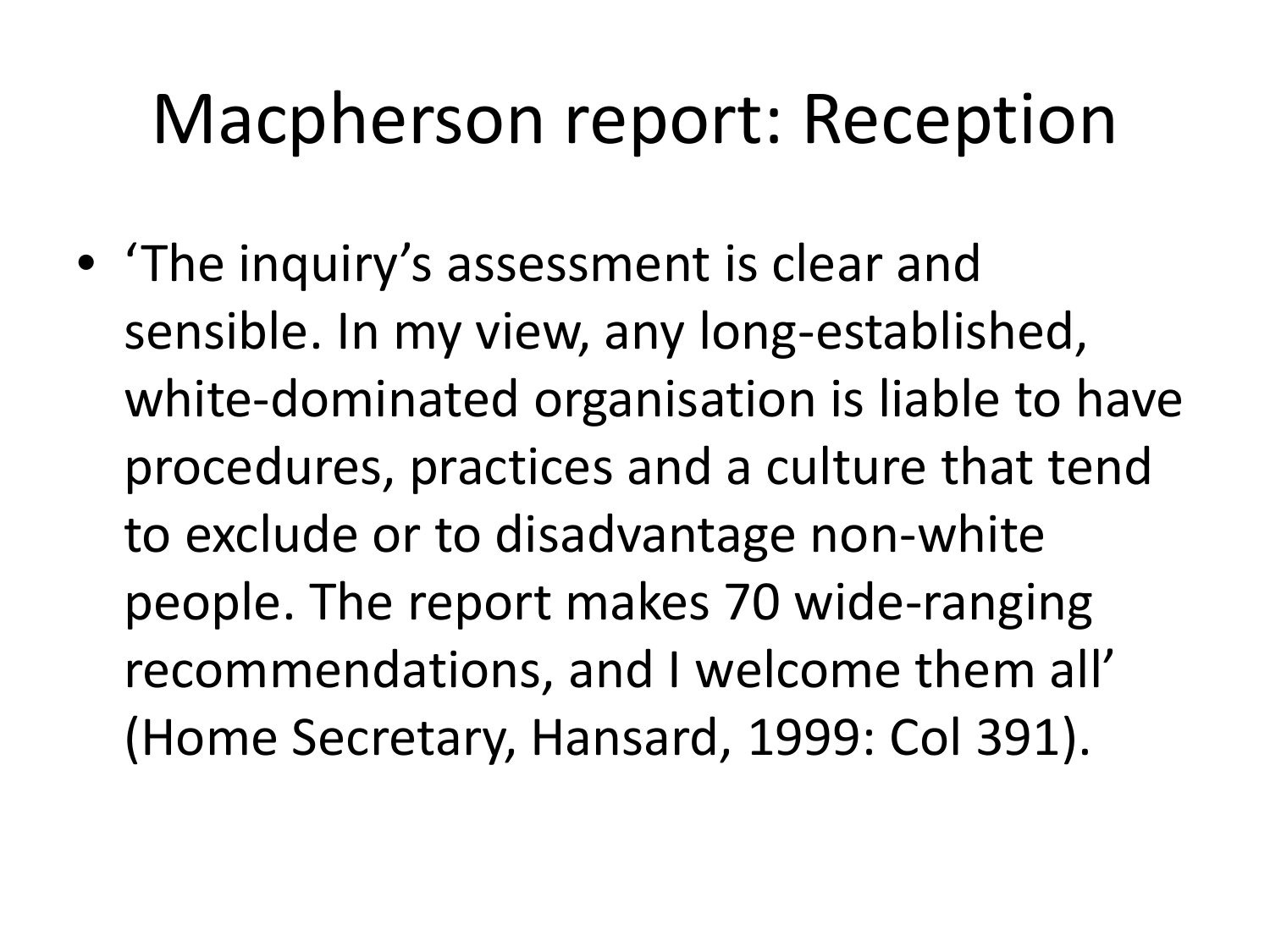# Macpherson report: Reception

- 'The inquiry's assessment is clear and sensible. In my view, any long-established, white-dominated organisation is liable to have procedures, practices and a culture that tend to exclude or to disadvantage non-white people. The report makes 70 wide-ranging recommendations, and I welcome them all' (Home Secretary, Hansard, 1999: Col 391).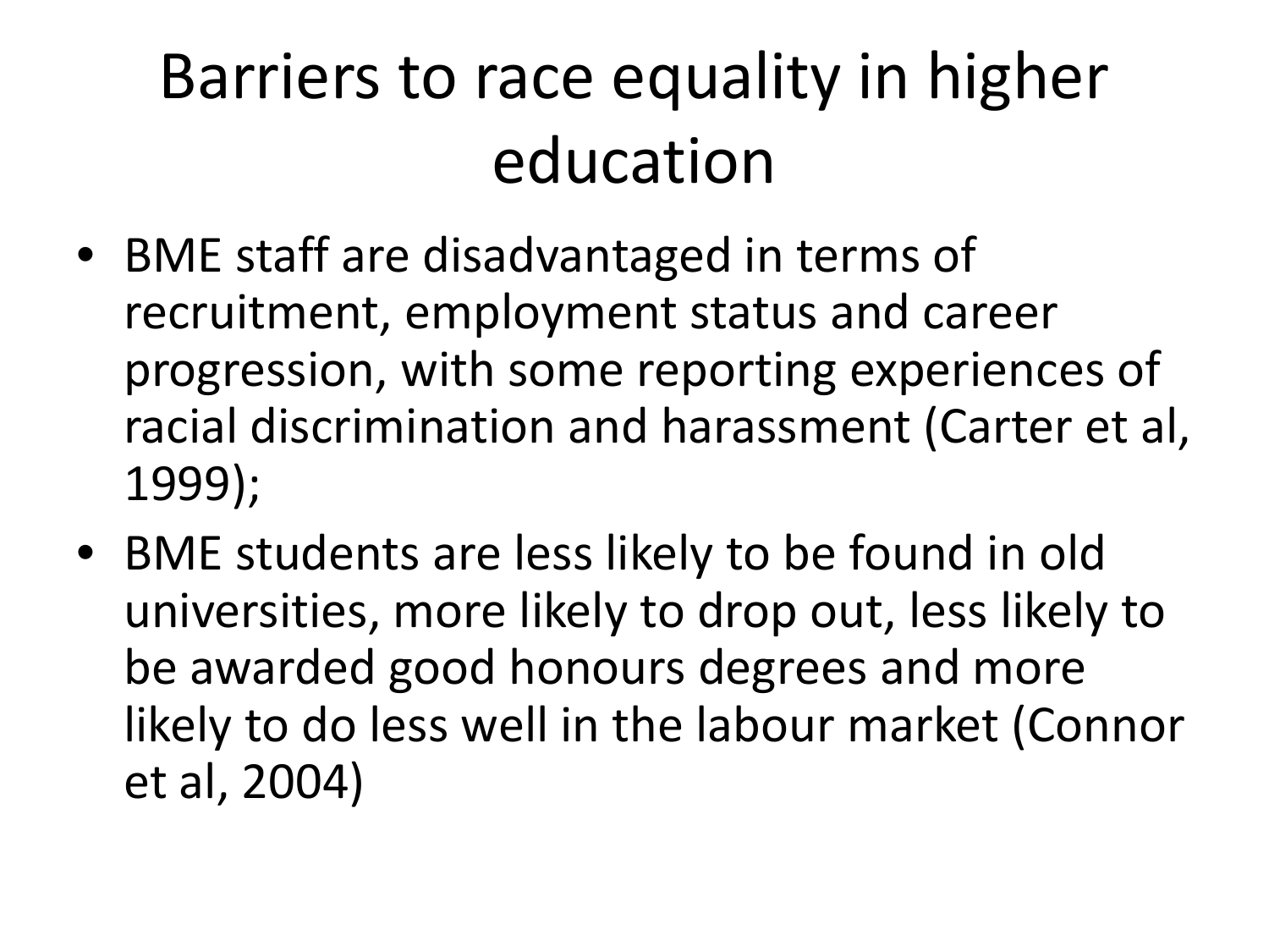# Barriers to race equality in higher education

- BME staff are disadvantaged in terms of recruitment, employment status and career progression, with some reporting experiences of racial discrimination and harassment (Carter et al, 1999);
- BME students are less likely to be found in old universities, more likely to drop out, less likely to be awarded good honours degrees and more likely to do less well in the labour market (Connor et al, 2004)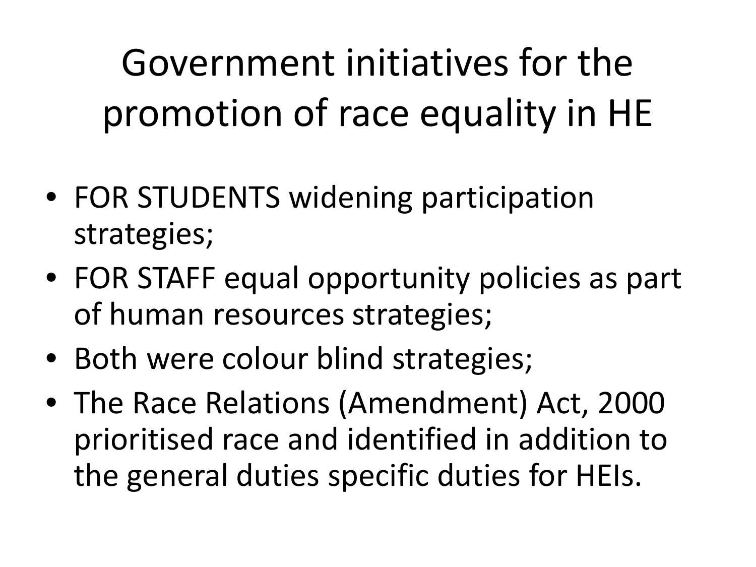# Government initiatives for the promotion of race equality in HE

- FOR STUDENTS widening participation strategies;
- FOR STAFF equal opportunity policies as part of human resources strategies;
- Both were colour blind strategies;
- The Race Relations (Amendment) Act, 2000 prioritised race and identified in addition to the general duties specific duties for HEIs.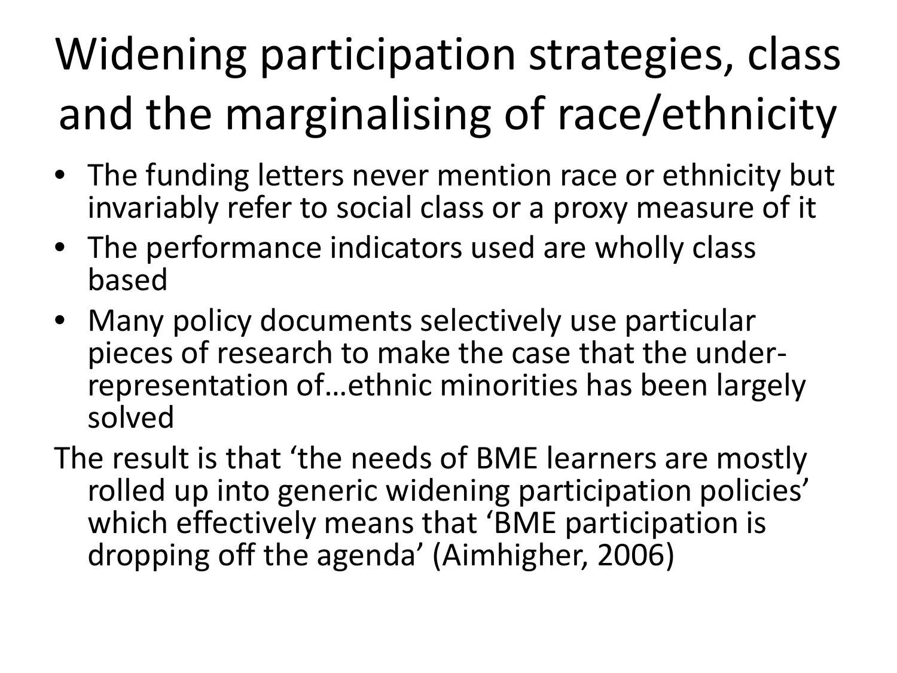# Widening participation strategies, class and the marginalising of race/ethnicity

- The funding letters never mention race or ethnicity but invariably refer to social class or a proxy measure of it
- The performance indicators used are wholly class based
- Many policy documents selectively use particular pieces of research to make the case that the under-representation of…ethnic minorities has been largely solved

The result is that 'the needs of BME learners are mostly rolled up into generic widening participation policies' which effectively means that 'BME participation is dropping off the agenda' (Aimhigher, 2006)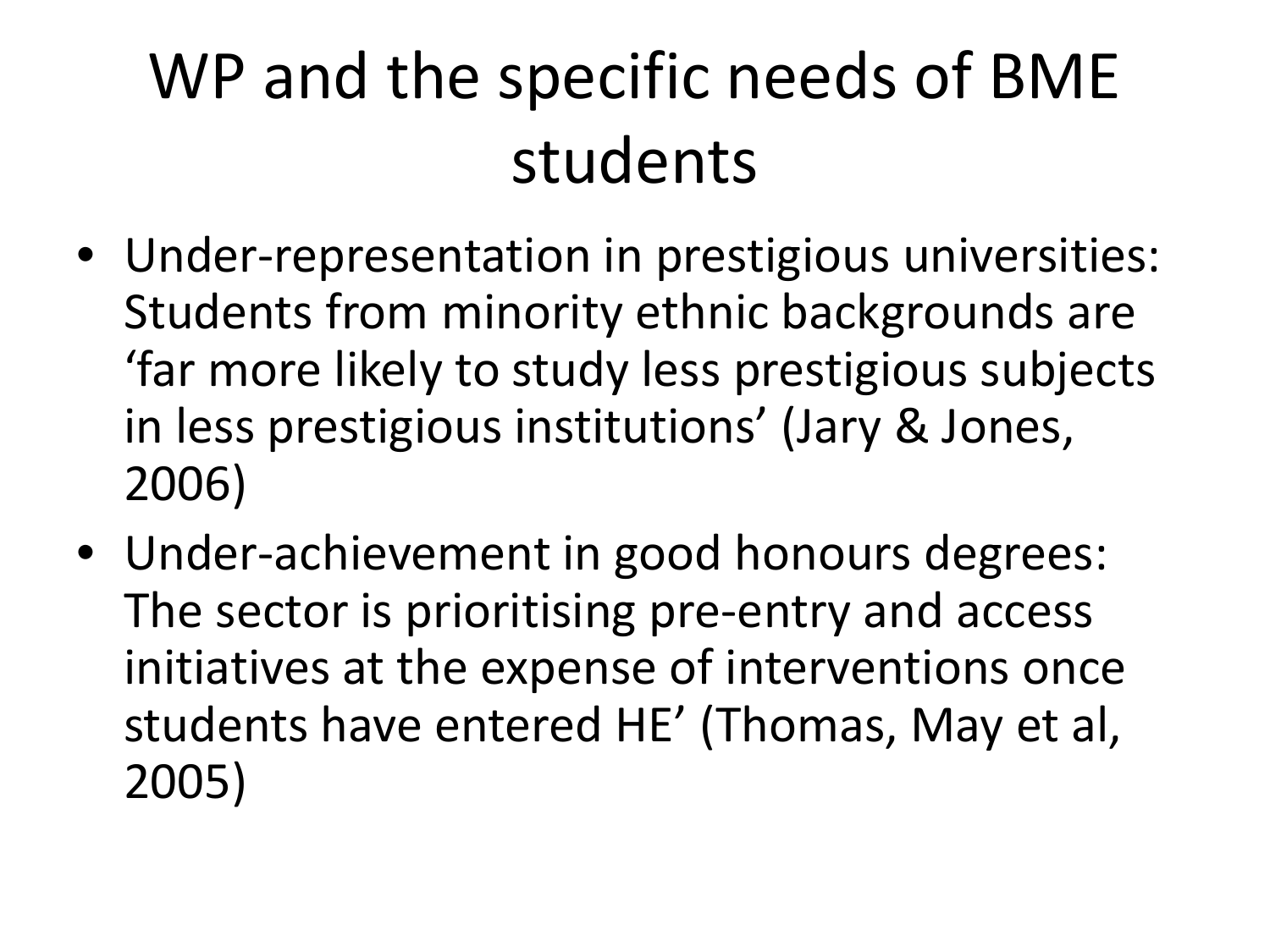# WP and the specific needs of BME students

- Under-representation in prestigious universities: Students from minority ethnic backgrounds are 'far more likely to study less prestigious subjects in less prestigious institutions' (Jary & Jones, 2006)
- Under-achievement in good honours degrees: The sector is prioritising pre-entry and access initiatives at the expense of interventions once students have entered HE' (Thomas, May et al, 2005)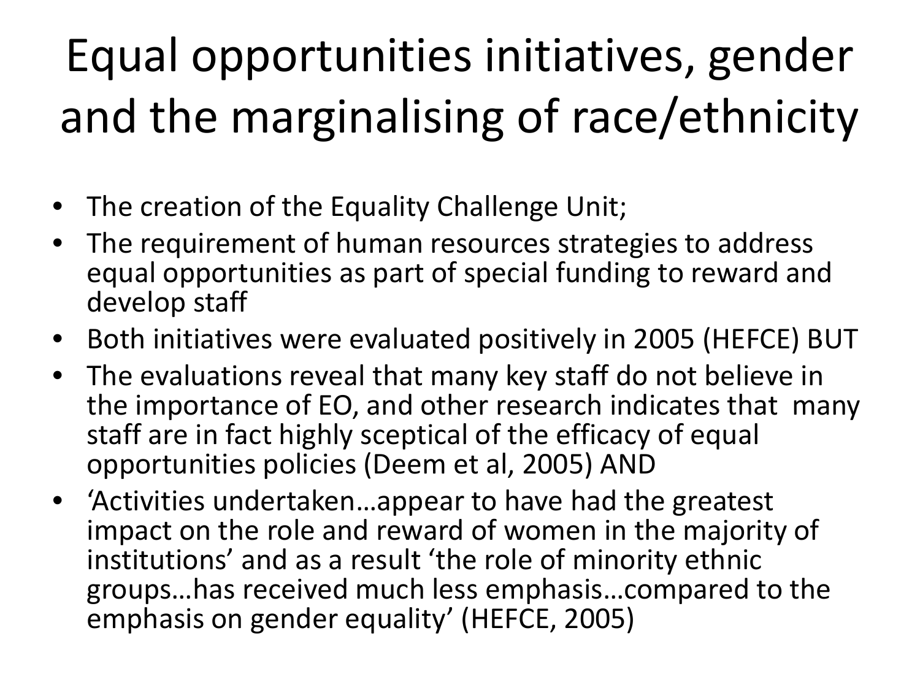# Equal opportunities initiatives, gender and the marginalising of race/ethnicity

- The creation of the Equality Challenge Unit;
- The requirement of human resources strategies to address equal opportunities as part of special funding to reward and develop staff
- Both initiatives were evaluated positively in 2005 (HEFCE) BUT
- The evaluations reveal that many key staff do not believe in the importance of EO, and other research indicates that many staff are in fact highly sceptical of the efficacy of equal opportunities policies (Deem et al, 2005) AND
- 'Activities undertaken…appear to have had the greatest impact on the role and reward of women in the majority of institutions' and as a result 'the role of minority ethnic groups…has received much less emphasis…compared to the emphasis on gender equality' (HEFCE, 2005)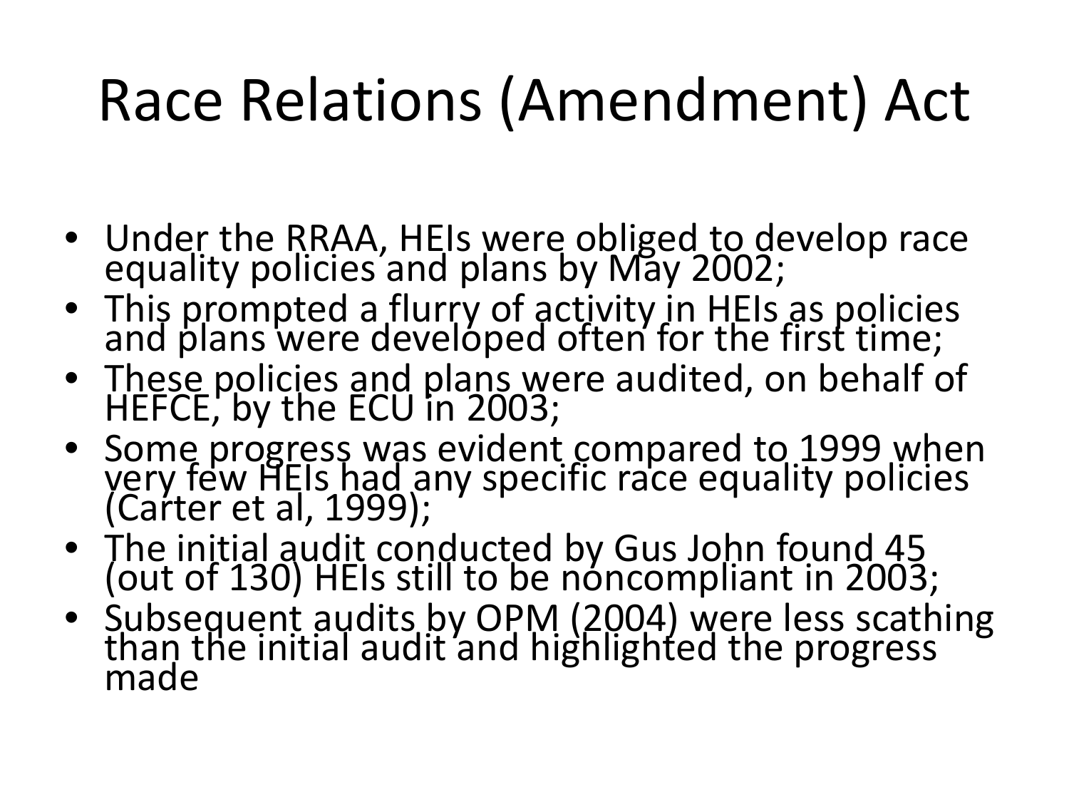# Race Relations (Amendment) Act

- Under the RRAA, HEIs were obliged to develop race equality policies and plans by May 2002;
- This prompted a flurry of activity in HEIs as policies and plans were developed often for the first time;
- These policies and plans were audited, on behalf of HEFCE, by the ECU in 2003;
- Some progress was evident compared to 1999 when very few HEIs had any specific race equality policies (Carter et al, 1999);
- The initial audit conducted by Gus John found 45 (out of 130) HEIs still to be noncompliant in 2003;
- Subsequent audits by OPM (2004) were less scathing than the initial audit and highlighted the progress made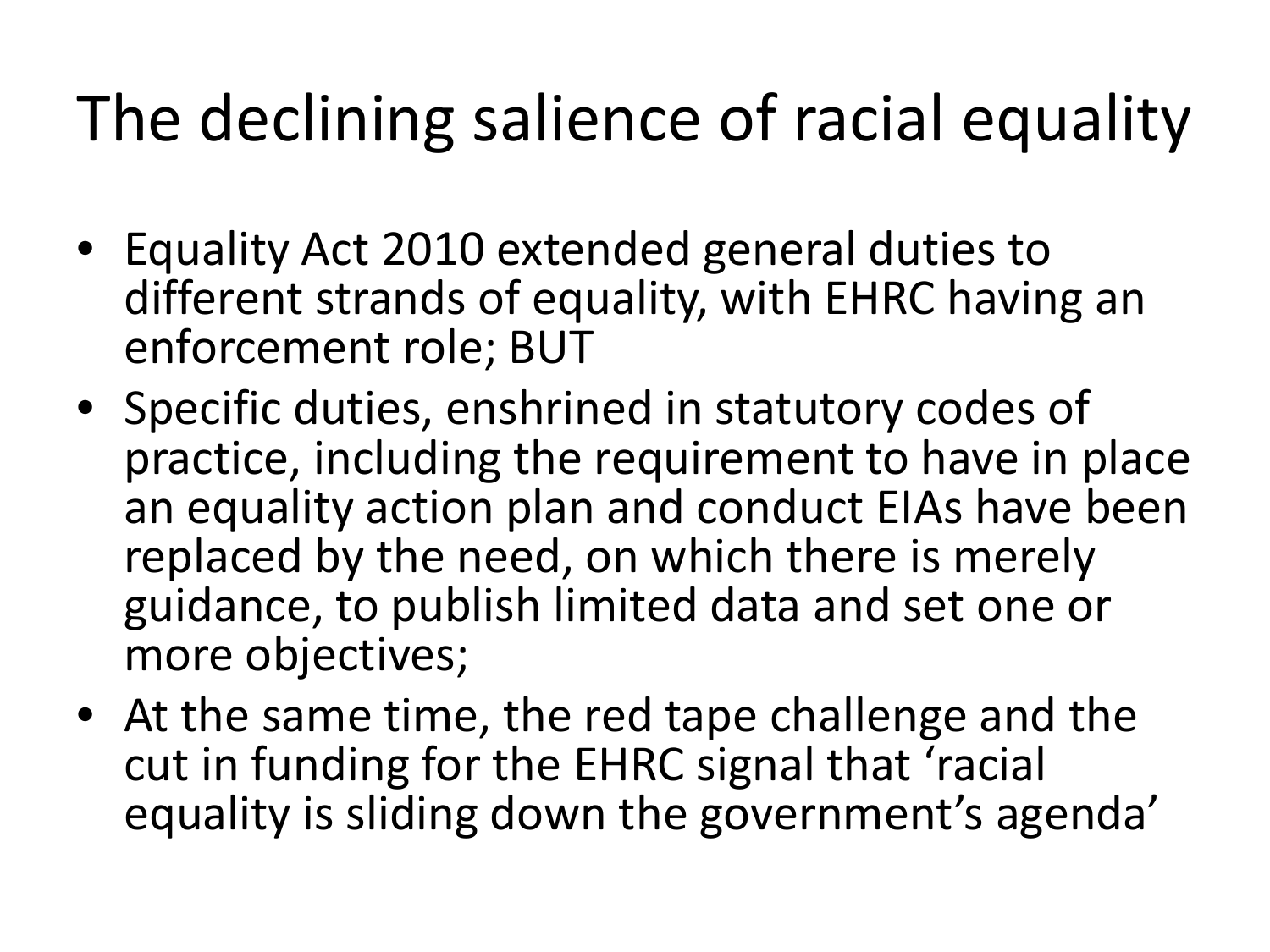# The declining salience of racial equality

- Equality Act 2010 extended general duties to different strands of equality, with EHRC having an enforcement role; BUT
- Specific duties, enshrined in statutory codes of practice, including the requirement to have in place an equality action plan and conduct EIAs have been replaced by the need, on which there is merely guidance, to publish limited data and set one or more objectives;
- At the same time, the red tape challenge and the cut in funding for the EHRC signal that 'racial equality is sliding down the government's agenda'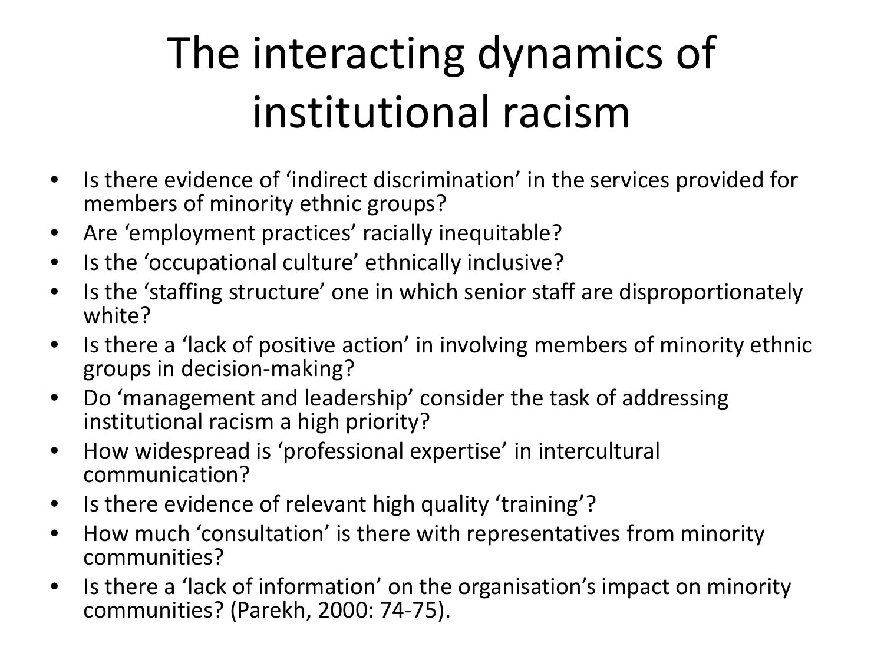# The interacting dynamics of institutional racism

- Is there evidence of 'indirect discrimination' in the services provided for members of minority ethnic groups?
- Are 'employment practices' racially inequitable?
- Is the 'occupational culture' ethnically inclusive?
- Is the 'staffing structure' one in which senior staff are disproportionately white?
- Is there a 'lack of positive action' in involving members of minority ethnic groups in decision-making?
- Do 'management and leadership' consider the task of addressing institutional racism a high priority?
- How widespread is 'professional expertise' in intercultural communication?
- Is there evidence of relevant high quality 'training'?
- How much 'consultation' is there with representatives from minority communities?
- Is there a 'lack of information' on the organisation's impact on minority communities? (Parekh, 2000: 74-75).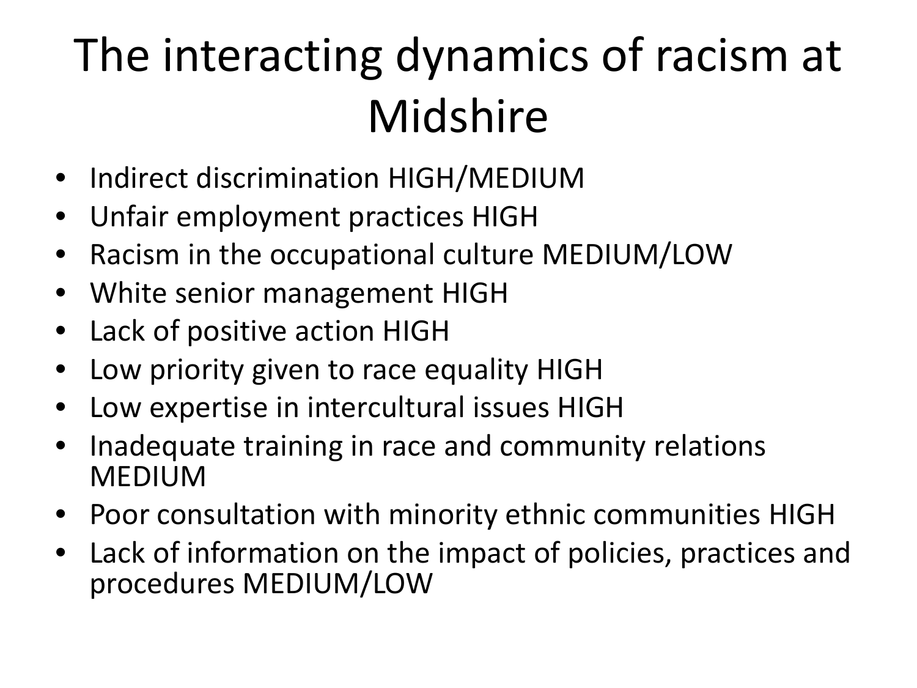# The interacting dynamics of racism at Midshire

- Indirect discrimination HIGH/MEDIUM
- Unfair employment practices HIGH
- Racism in the occupational culture MEDIUM/LOW
- White senior management HIGH
- Lack of positive action HIGH
- Low priority given to race equality HIGH
- Low expertise in intercultural issues HIGH
- Inadequate training in race and community relations MEDIUM
- Poor consultation with minority ethnic communities HIGH
- Lack of information on the impact of policies, practices and procedures MEDIUM/LOW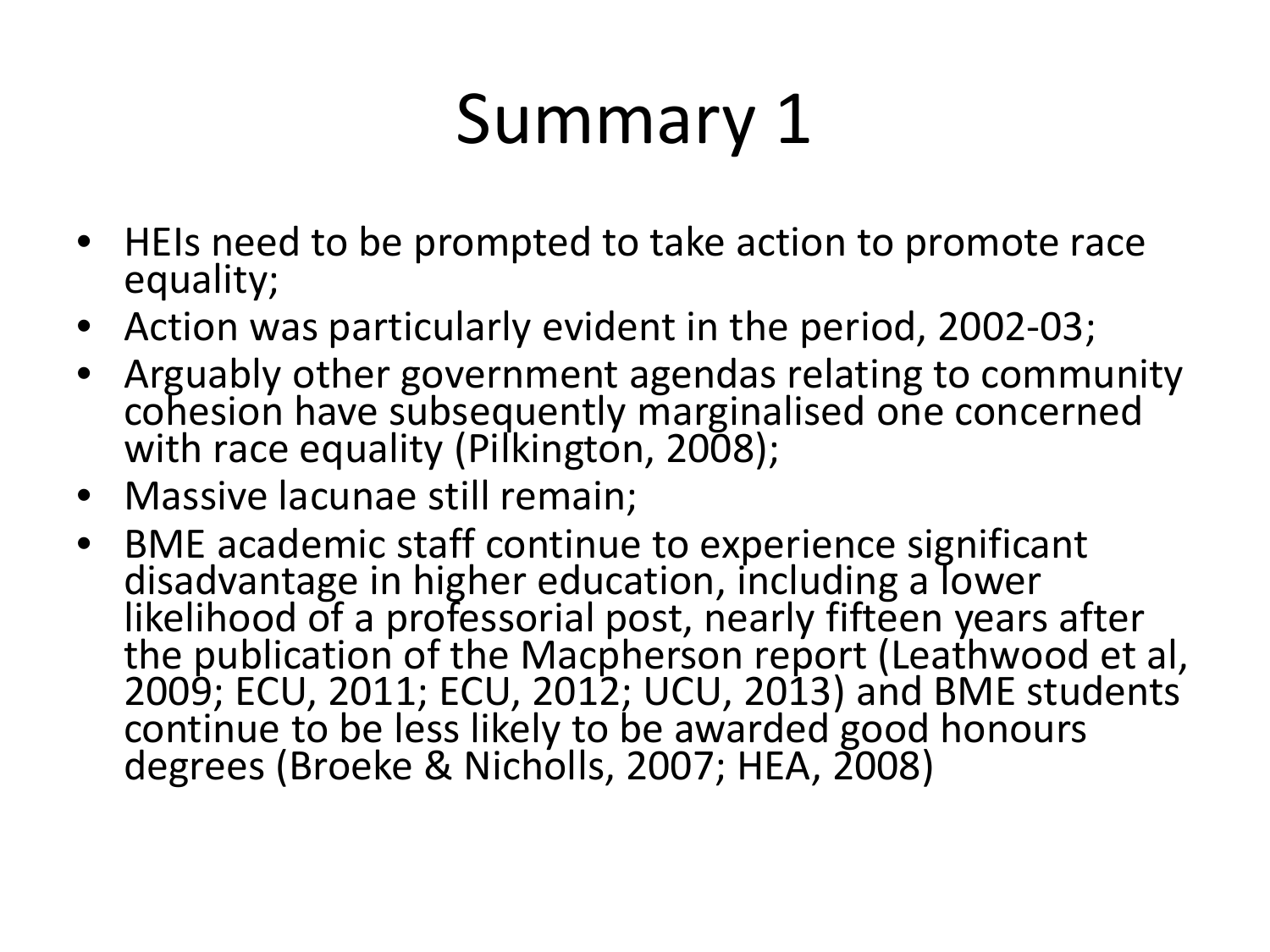# Summary 1

- HEIs need to be prompted to take action to promote race equality;
- Action was particularly evident in the period, 2002-03;
- Arguably other government agendas relating to community cohesion have subsequently marginalised one concerned with race equality (Pilkington, 2008);
- Massive lacunae still remain;
- BME academic staff continue to experience significant disadvantage in higher education, including a lower likelihood of a professorial post, nearly fifteen years after the publication of the Macpherson report (Leathwood et al, 2009; ECU, 2011; ECU, 2012; UCU, 2013) and BME students continue to be less likely to be awarded good honours degrees (Broeke & Nicholls, 2007; HEA, 2008)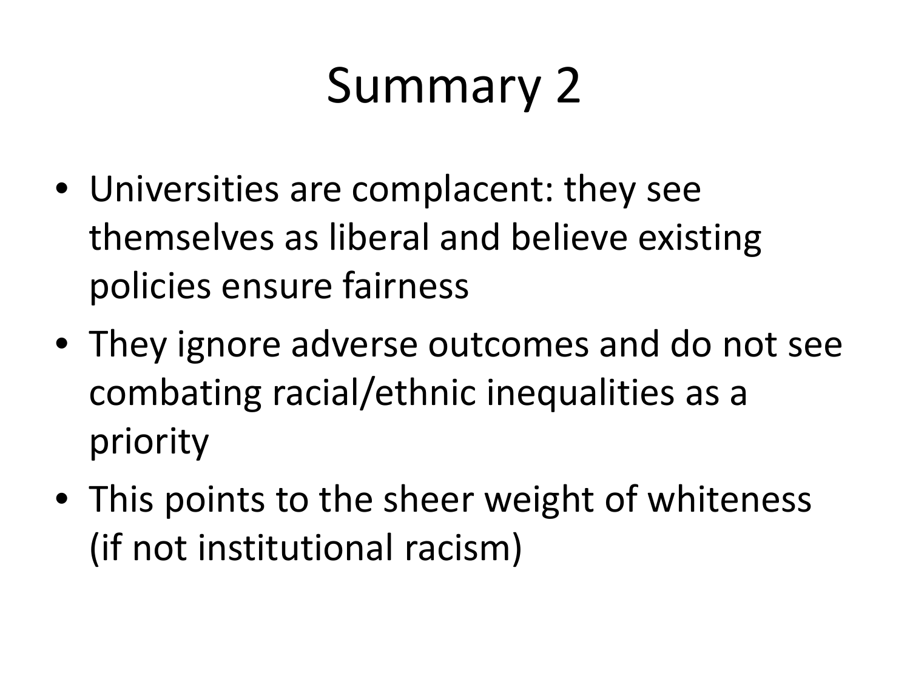# Summary 2

- Universities are complacent: they see themselves as liberal and believe existing policies ensure fairness
- They ignore adverse outcomes and do not see combating racial/ethnic inequalities as a priority
- This points to the sheer weight of whiteness (if not institutional racism)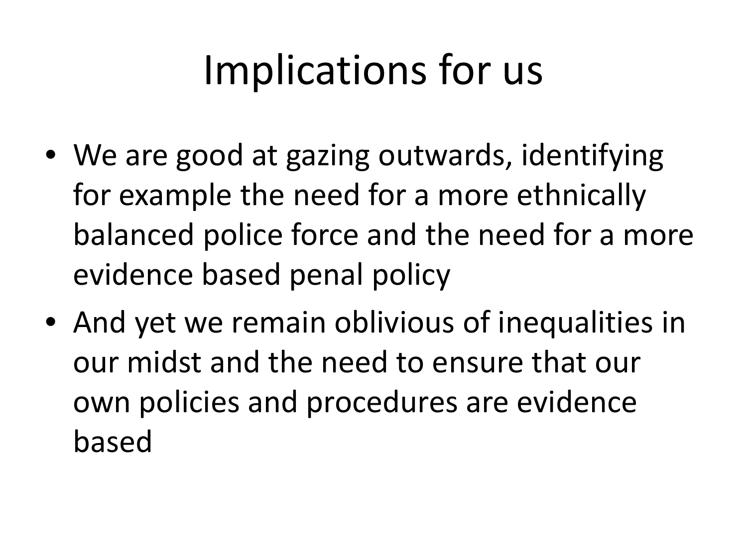# Implications for us

- We are good at gazing outwards, identifying for example the need for a more ethnically balanced police force and the need for a more evidence based penal policy
- And yet we remain oblivious of inequalities in our midst and the need to ensure that our own policies and procedures are evidence based